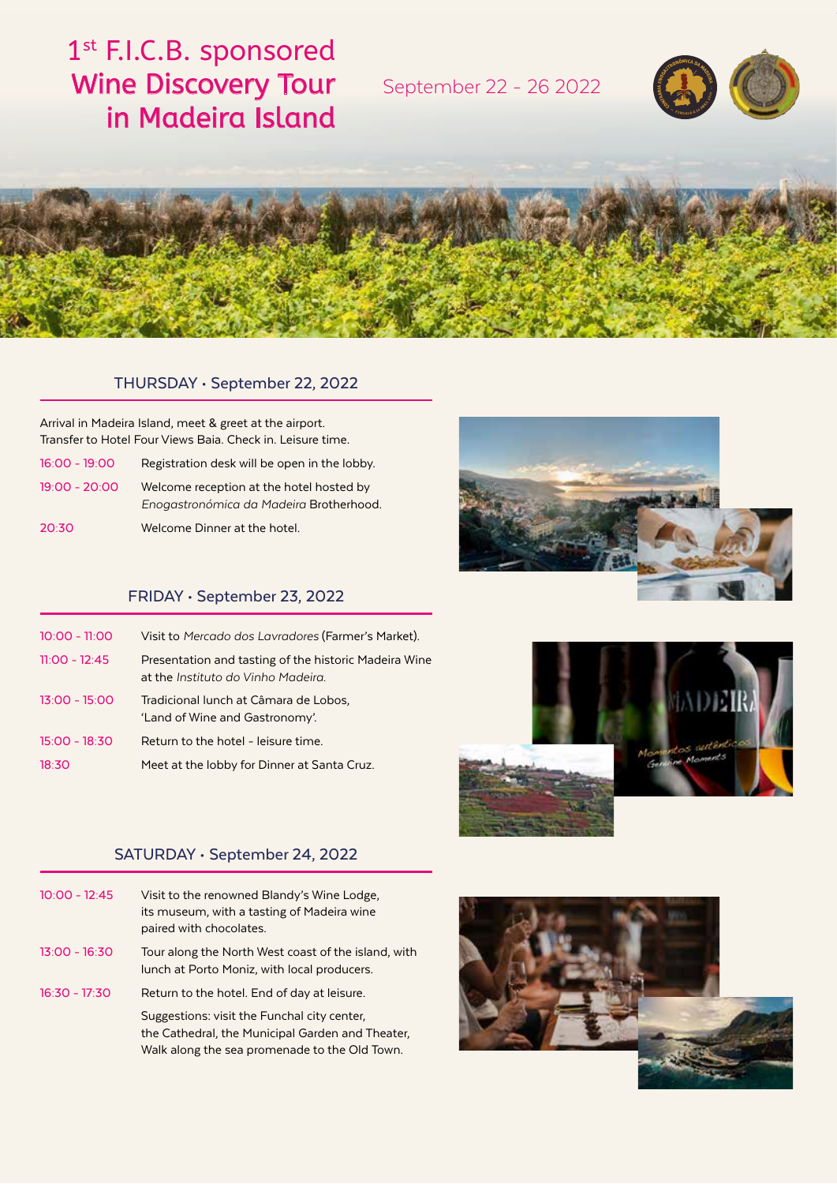# 1st F.I.C.B. sponsored Wine Discovery Tour in Madeira Island

September 22 - 26 2022

## THURSDAY • September 22, 2022

Arrival in Madeira Island, meet & greet at the airport.
Transfer to Hotel Four Views Baia. Check in. Leisure time.

| | |
|---|---|
| 16:00 - 19:00 | Registration desk will be open in the lobby. |
| 19:00 - 20:00 | Welcome reception at the hotel hosted by *Enogastronómica da Madeira* Brotherhood. |
| 20:30 | Welcome Dinner at the hotel. |

## FRIDAY • September 23, 2022

| | |
|---|---|
| 10:00 - 11:00 | Visit to *Mercado dos Lavradores* (Farmer's Market). |
| 11:00 - 12:45 | Presentation and tasting of the historic Madeira Wine at the *Instituto do Vinho Madeira.* |
| 13:00 - 15:00 | Tradicional lunch at Câmara de Lobos, 'Land of Wine and Gastronomy'. |
| 15:00 - 18:30 | Return to the hotel - leisure time. |
| 18:30 | Meet at the lobby for Dinner at Santa Cruz. |

## SATURDAY • September 24, 2022

| | |
|---|---|
| 10:00 - 12:45 | Visit to the renowned Blandy's Wine Lodge, its museum, with a tasting of Madeira wine paired with chocolates. |
| 13:00 - 16:30 | Tour along the North West coast of the island, with lunch at Porto Moniz, with local producers. |
| 16:30 - 17:30 | Return to the hotel. End of day at leisure. |
| | Suggestions: visit the Funchal city center, the Cathedral, the Municipal Garden and Theater, Walk along the sea promenade to the Old Town. |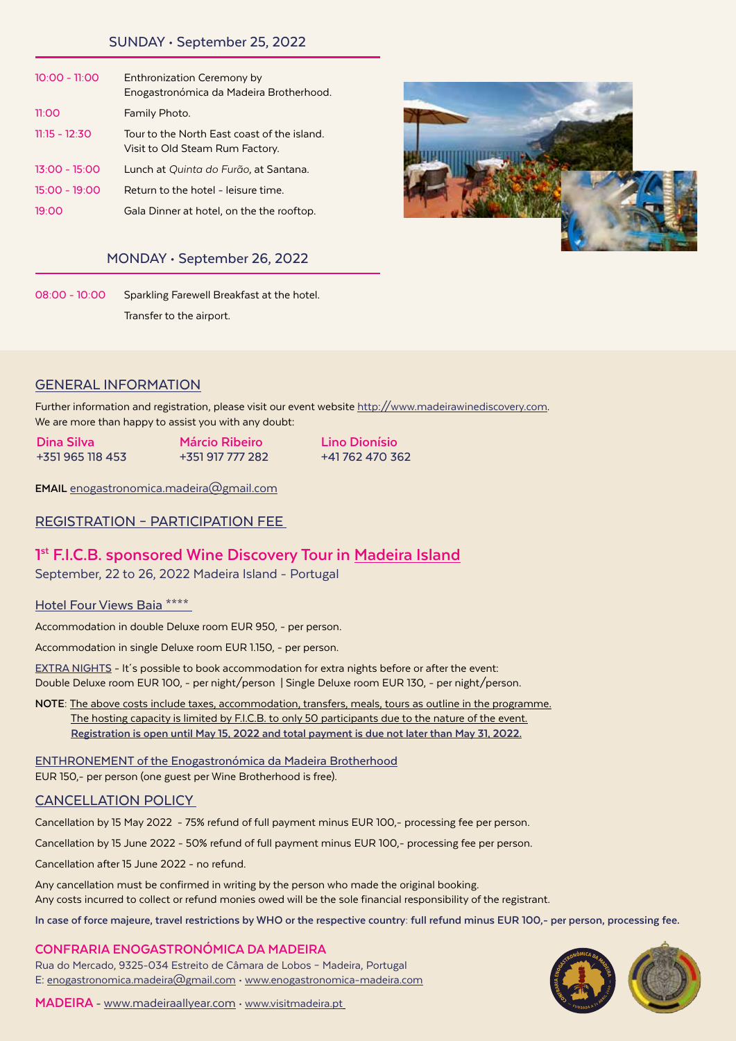## SUNDAY • September 25, 2022

| | |
|---|---|
| 10:00 - 11:00 | Enthronization Ceremony by Enogastronómica da Madeira Brotherhood. |
| 11:00 | Family Photo. |
| 11:15 - 12:30 | Tour to the North East coast of the island. Visit to Old Steam Rum Factory. |
| 13:00 - 15:00 | Lunch at *Quinta do Furão*, at Santana. |
| 15:00 - 19:00 | Return to the hotel - leisure time. |
| 19:00 | Gala Dinner at hotel, on the the rooftop. |

## MONDAY • September 26, 2022

| | |
|---|---|
| 08:00 - 10:00 | Sparkling Farewell Breakfast at the hotel. |
| | Transfer to the airport. |

## GENERAL INFORMATION

Further information and registration, please visit our event website http://www.madeirawinediscovery.com.
We are more than happy to assist you with any doubt:

**Dina Silva**
+351 965 118 453

**Márcio Ribeiro**
+351 917 777 282

**Lino Dionísio**
+41 762 470 362

**EMAIL** enogastronomica.madeira@gmail.com

## REGISTRATION – PARTICIPATION FEE

## 1st F.I.C.B. sponsored Wine Discovery Tour in Madeira Island

September, 22 to 26, 2022 Madeira Island - Portugal

### Hotel Four Views Baia ****

Accommodation in double Deluxe room EUR 950, - per person.

Accommodation in single Deluxe room EUR 1.150, - per person.

EXTRA NIGHTS - It´s possible to book accommodation for extra nights before or after the event:
Double Deluxe room EUR 100, - per night/person | Single Deluxe room EUR 130, - per night/person.

**NOTE**: The above costs include taxes, accommodation, transfers, meals, tours as outline in the programme.
The hosting capacity is limited by F.I.C.B. to only 50 participants due to the nature of the event.
**Registration is open until May 15, 2022 and total payment is due not later than May 31, 2022.**

### ENTHRONEMENT of the Enogastronómica da Madeira Brotherhood

EUR 150,- per person (one guest per Wine Brotherhood is free).

## CANCELLATION POLICY

Cancellation by 15 May 2022 - 75% refund of full payment minus EUR 100,- processing fee per person.

Cancellation by 15 June 2022 - 50% refund of full payment minus EUR 100,- processing fee per person.

Cancellation after 15 June 2022 - no refund.

Any cancellation must be confirmed in writing by the person who made the original booking.
Any costs incurred to collect or refund monies owed will be the sole financial responsibility of the registrant.

**In case of force majeure, travel restrictions by WHO or the respective country: full refund minus EUR 100,- per person, processing fee.**

**CONFRARIA ENOGASTRONÓMICA DA MADEIRA**
Rua do Mercado, 9325-034 Estreito de Câmara de Lobos – Madeira, Portugal
E: enogastronomica.madeira@gmail.com • www.enogastronomica-madeira.com

**MADEIRA** - www.madeiraallyear.com • www.visitmadeira.pt